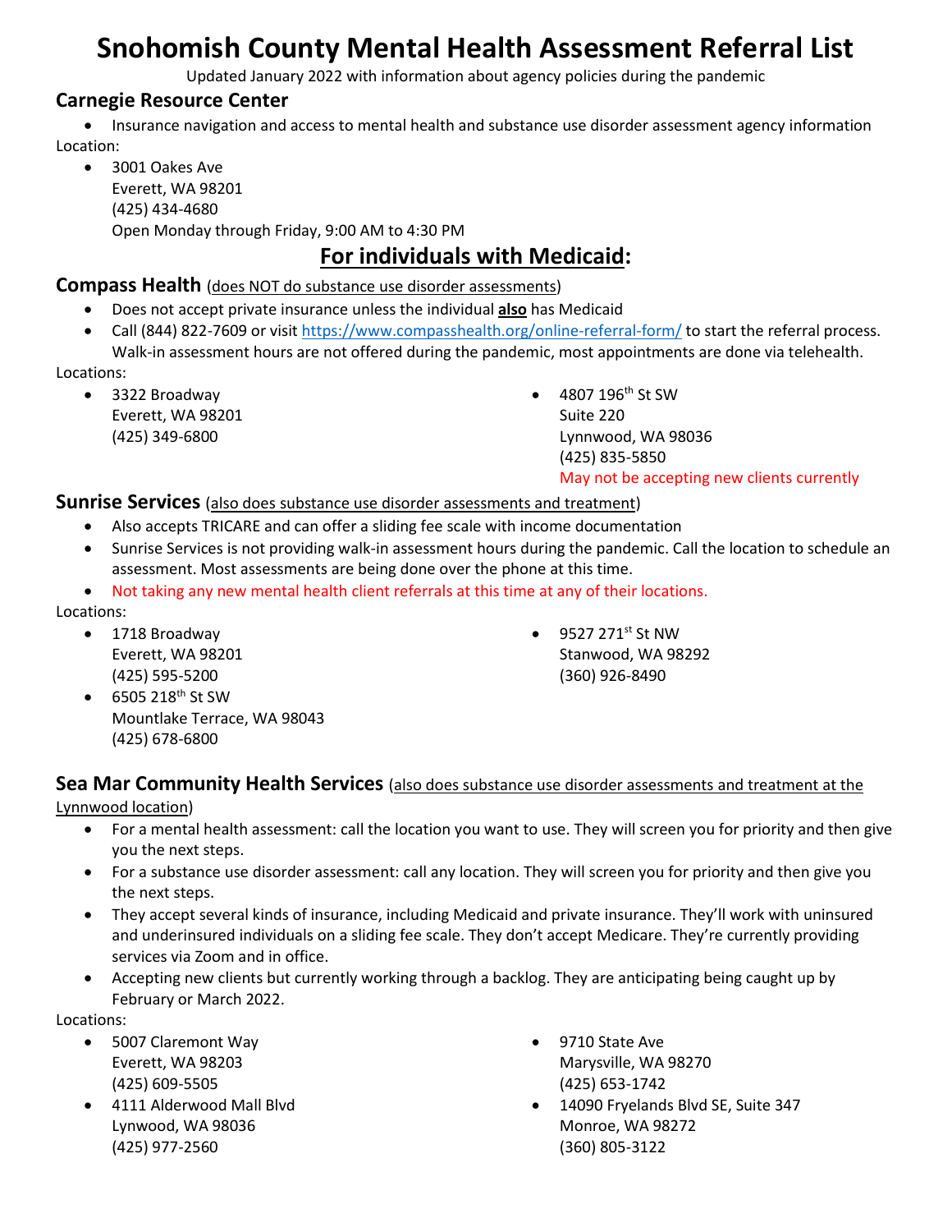# Snohomish County Mental Health Assessment Referral List

Updated January 2022 with information about agency policies during the pandemic

## Carnegie Resource Center

- Insurance navigation and access to mental health and substance use disorder assessment agency information

Location:

- 3001 Oakes Ave
  Everett, WA 98201
  (425) 434-4680
  Open Monday through Friday, 9:00 AM to 4:30 PM

## For individuals with Medicaid:

### Compass Health (does NOT do substance use disorder assessments)

- Does not accept private insurance unless the individual **also** has Medicaid
- Call (844) 822-7609 or visit https://www.compasshealth.org/online-referral-form/ to start the referral process. Walk-in assessment hours are not offered during the pandemic, most appointments are done via telehealth.

Locations:

- 3322 Broadway
  Everett, WA 98201
  (425) 349-6800
- 4807 196th St SW
  Suite 220
  Lynnwood, WA 98036
  (425) 835-5850
  May not be accepting new clients currently

### Sunrise Services (also does substance use disorder assessments and treatment)

- Also accepts TRICARE and can offer a sliding fee scale with income documentation
- Sunrise Services is not providing walk-in assessment hours during the pandemic. Call the location to schedule an assessment. Most assessments are being done over the phone at this time.
- Not taking any new mental health client referrals at this time at any of their locations.

Locations:

- 1718 Broadway
  Everett, WA 98201
  (425) 595-5200
- 6505 218th St SW
  Mountlake Terrace, WA 98043
  (425) 678-6800
- 9527 271st St NW
  Stanwood, WA 98292
  (360) 926-8490

### Sea Mar Community Health Services (also does substance use disorder assessments and treatment at the Lynnwood location)

- For a mental health assessment: call the location you want to use. They will screen you for priority and then give you the next steps.
- For a substance use disorder assessment: call any location. They will screen you for priority and then give you the next steps.
- They accept several kinds of insurance, including Medicaid and private insurance. They'll work with uninsured and underinsured individuals on a sliding fee scale. They don't accept Medicare. They're currently providing services via Zoom and in office.
- Accepting new clients but currently working through a backlog. They are anticipating being caught up by February or March 2022.

Locations:

- 5007 Claremont Way
  Everett, WA 98203
  (425) 609-5505
- 4111 Alderwood Mall Blvd
  Lynwood, WA 98036
  (425) 977-2560
- 9710 State Ave
  Marysville, WA 98270
  (425) 653-1742
- 14090 Fryelands Blvd SE, Suite 347
  Monroe, WA 98272
  (360) 805-3122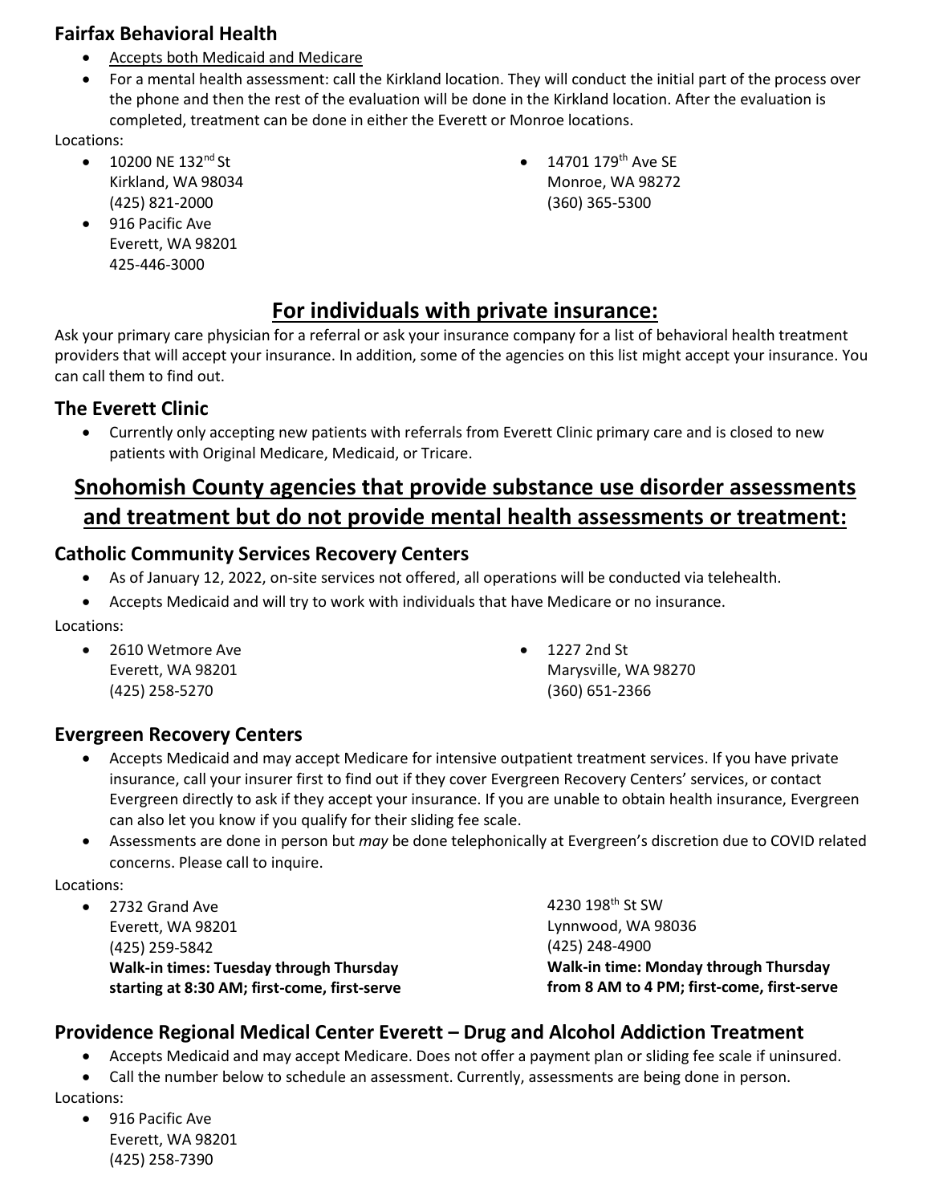### Fairfax Behavioral Health

- Accepts both Medicaid and Medicare
- For a mental health assessment: call the Kirkland location. They will conduct the initial part of the process over the phone and then the rest of the evaluation will be done in the Kirkland location. After the evaluation is completed, treatment can be done in either the Everett or Monroe locations.

Locations:

- 10200 NE 132nd St
  Kirkland, WA 98034
  (425) 821-2000
- 916 Pacific Ave
  Everett, WA 98201
  425-446-3000
- 14701 179th Ave SE
  Monroe, WA 98272
  (360) 365-5300

## For individuals with private insurance:

Ask your primary care physician for a referral or ask your insurance company for a list of behavioral health treatment providers that will accept your insurance. In addition, some of the agencies on this list might accept your insurance. You can call them to find out.

### The Everett Clinic

- Currently only accepting new patients with referrals from Everett Clinic primary care and is closed to new patients with Original Medicare, Medicaid, or Tricare.

## Snohomish County agencies that provide substance use disorder assessments and treatment but do not provide mental health assessments or treatment:

### Catholic Community Services Recovery Centers

- As of January 12, 2022, on-site services not offered, all operations will be conducted via telehealth.
- Accepts Medicaid and will try to work with individuals that have Medicare or no insurance.

Locations:

- 2610 Wetmore Ave
  Everett, WA 98201
  (425) 258-5270
- 1227 2nd St
  Marysville, WA 98270
  (360) 651-2366

### Evergreen Recovery Centers

- Accepts Medicaid and may accept Medicare for intensive outpatient treatment services. If you have private insurance, call your insurer first to find out if they cover Evergreen Recovery Centers' services, or contact Evergreen directly to ask if they accept your insurance. If you are unable to obtain health insurance, Evergreen can also let you know if you qualify for their sliding fee scale.
- Assessments are done in person but *may* be done telephonically at Evergreen's discretion due to COVID related concerns. Please call to inquire.

Locations:

- 2732 Grand Ave
  Everett, WA 98201
  (425) 259-5842
  **Walk-in times: Tuesday through Thursday starting at 8:30 AM; first-come, first-serve**

4230 198th St SW
Lynnwood, WA 98036
(425) 248-4900
**Walk-in time: Monday through Thursday from 8 AM to 4 PM; first-come, first-serve**

### Providence Regional Medical Center Everett – Drug and Alcohol Addiction Treatment

- Accepts Medicaid and may accept Medicare. Does not offer a payment plan or sliding fee scale if uninsured.
- Call the number below to schedule an assessment. Currently, assessments are being done in person.

Locations:

- 916 Pacific Ave
  Everett, WA 98201
  (425) 258-7390